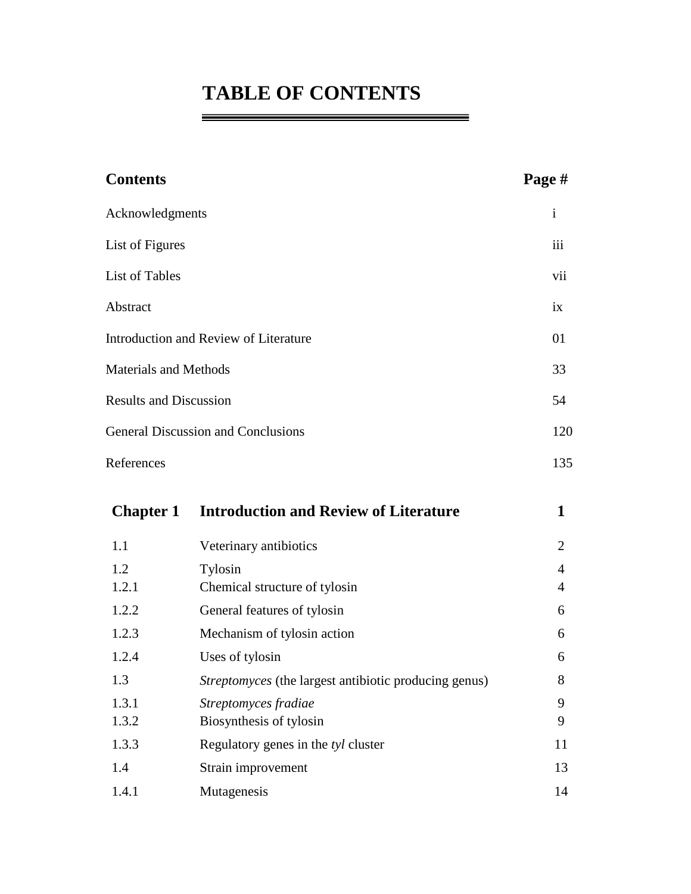# TABLE OF CONTENTS

| **Contents** | **Page #** |
|---|---|
| Acknowledgments | i |
| List of Figures | iii |
| List of Tables | vii |
| Abstract | ix |
| Introduction and Review of Literature | 01 |
| Materials and Methods | 33 |
| Results and Discussion | 54 |
| General Discussion and Conclusions | 120 |
| References | 135 |

| **Chapter 1** | **Introduction and Review of Literature** | **1** |
|---|---|---|
| 1.1 | Veterinary antibiotics | 2 |
| 1.2 | Tylosin | 4 |
| 1.2.1 | Chemical structure of tylosin | 4 |
| 1.2.2 | General features of tylosin | 6 |
| 1.2.3 | Mechanism of tylosin action | 6 |
| 1.2.4 | Uses of tylosin | 6 |
| 1.3 | *Streptomyces* (the largest antibiotic producing genus) | 8 |
| 1.3.1 | *Streptomyces fradiae* | 9 |
| 1.3.2 | Biosynthesis of tylosin | 9 |
| 1.3.3 | Regulatory genes in the *tyl* cluster | 11 |
| 1.4 | Strain improvement | 13 |
| 1.4.1 | Mutagenesis | 14 |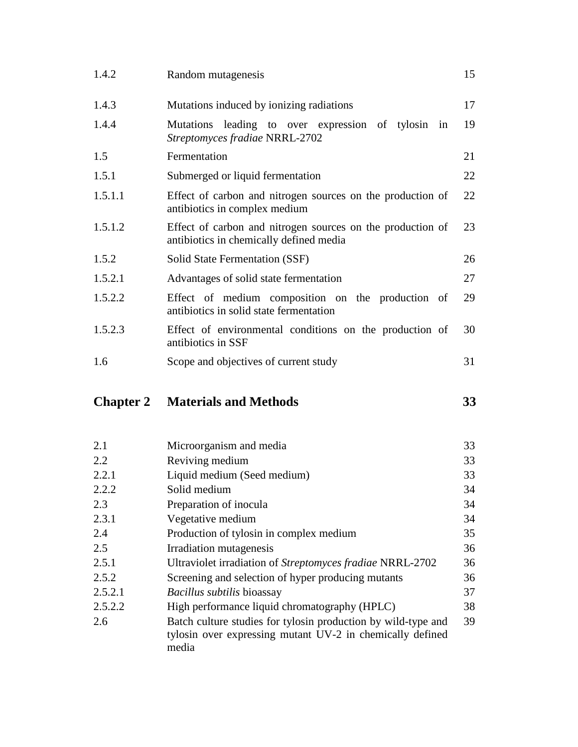| | | |
|---|---|---|
| 1.4.2 | Random mutagenesis | 15 |
| 1.4.3 | Mutations induced by ionizing radiations | 17 |
| 1.4.4 | Mutations leading to over expression of tylosin in *Streptomyces fradiae* NRRL-2702 | 19 |
| 1.5 | Fermentation | 21 |
| 1.5.1 | Submerged or liquid fermentation | 22 |
| 1.5.1.1 | Effect of carbon and nitrogen sources on the production of antibiotics in complex medium | 22 |
| 1.5.1.2 | Effect of carbon and nitrogen sources on the production of antibiotics in chemically defined media | 23 |
| 1.5.2 | Solid State Fermentation (SSF) | 26 |
| 1.5.2.1 | Advantages of solid state fermentation | 27 |
| 1.5.2.2 | Effect of medium composition on the production of antibiotics in solid state fermentation | 29 |
| 1.5.2.3 | Effect of environmental conditions on the production of antibiotics in SSF | 30 |
| 1.6 | Scope and objectives of current study | 31 |

## Chapter 2 Materials and Methods 33

| | | |
|---|---|---|
| 2.1 | Microorganism and media | 33 |
| 2.2 | Reviving medium | 33 |
| 2.2.1 | Liquid medium (Seed medium) | 33 |
| 2.2.2 | Solid medium | 34 |
| 2.3 | Preparation of inocula | 34 |
| 2.3.1 | Vegetative medium | 34 |
| 2.4 | Production of tylosin in complex medium | 35 |
| 2.5 | Irradiation mutagenesis | 36 |
| 2.5.1 | Ultraviolet irradiation of *Streptomyces fradiae* NRRL-2702 | 36 |
| 2.5.2 | Screening and selection of hyper producing mutants | 36 |
| 2.5.2.1 | *Bacillus subtilis* bioassay | 37 |
| 2.5.2.2 | High performance liquid chromatography (HPLC) | 38 |
| 2.6 | Batch culture studies for tylosin production by wild-type and tylosin over expressing mutant UV-2 in chemically defined media | 39 |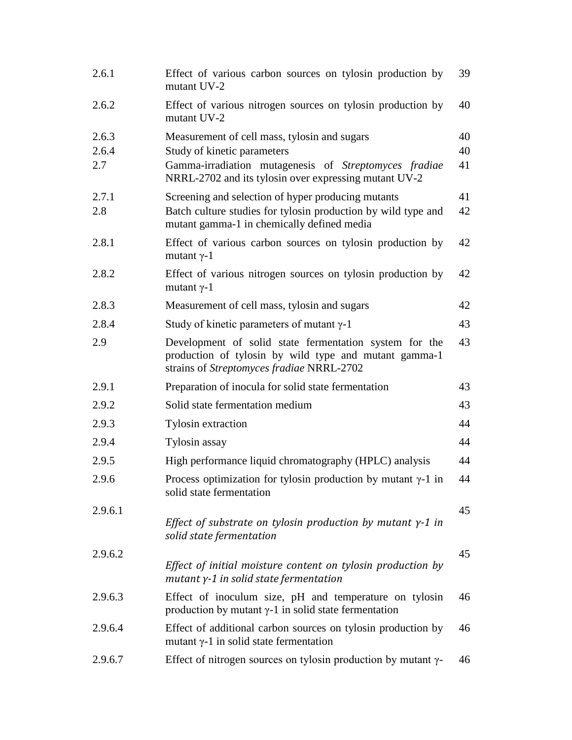| | | |
|---|---|---|
| 2.6.1 | Effect of various carbon sources on tylosin production by mutant UV-2 | 39 |
| 2.6.2 | Effect of various nitrogen sources on tylosin production by mutant UV-2 | 40 |
| 2.6.3 | Measurement of cell mass, tylosin and sugars | 40 |
| 2.6.4 | Study of kinetic parameters | 40 |
| 2.7 | Gamma-irradiation mutagenesis of *Streptomyces fradiae* NRRL-2702 and its tylosin over expressing mutant UV-2 | 41 |
| 2.7.1 | Screening and selection of hyper producing mutants | 41 |
| 2.8 | Batch culture studies for tylosin production by wild type and mutant gamma-1 in chemically defined media | 42 |
| 2.8.1 | Effect of various carbon sources on tylosin production by mutant γ-1 | 42 |
| 2.8.2 | Effect of various nitrogen sources on tylosin production by mutant γ-1 | 42 |
| 2.8.3 | Measurement of cell mass, tylosin and sugars | 42 |
| 2.8.4 | Study of kinetic parameters of mutant γ-1 | 43 |
| 2.9 | Development of solid state fermentation system for the production of tylosin by wild type and mutant gamma-1 strains of *Streptomyces fradiae* NRRL-2702 | 43 |
| 2.9.1 | Preparation of inocula for solid state fermentation | 43 |
| 2.9.2 | Solid state fermentation medium | 43 |
| 2.9.3 | Tylosin extraction | 44 |
| 2.9.4 | Tylosin assay | 44 |
| 2.9.5 | High performance liquid chromatography (HPLC) analysis | 44 |
| 2.9.6 | Process optimization for tylosin production by mutant γ-1 in solid state fermentation | 44 |
| 2.9.6.1 | *Effect of substrate on tylosin production by mutant γ-1 in solid state fermentation* | 45 |
| 2.9.6.2 | *Effect of initial moisture content on tylosin production by mutant γ-1 in solid state fermentation* | 45 |
| 2.9.6.3 | Effect of inoculum size, pH and temperature on tylosin production by mutant γ-1 in solid state fermentation | 46 |
| 2.9.6.4 | Effect of additional carbon sources on tylosin production by mutant γ-1 in solid state fermentation | 46 |
| 2.9.6.7 | Effect of nitrogen sources on tylosin production by mutant γ- | 46 |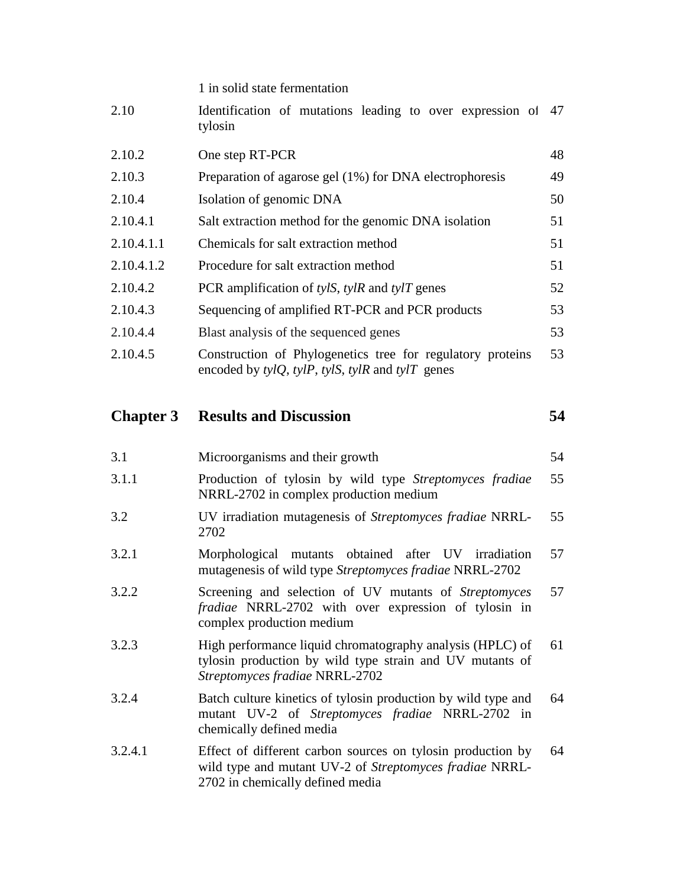| | | |
|---|---|---|
| | 1 in solid state fermentation | |
| 2.10 | Identification of mutations leading to over expression of tylosin | 47 |
| 2.10.2 | One step RT-PCR | 48 |
| 2.10.3 | Preparation of agarose gel (1%) for DNA electrophoresis | 49 |
| 2.10.4 | Isolation of genomic DNA | 50 |
| 2.10.4.1 | Salt extraction method for the genomic DNA isolation | 51 |
| 2.10.4.1.1 | Chemicals for salt extraction method | 51 |
| 2.10.4.1.2 | Procedure for salt extraction method | 51 |
| 2.10.4.2 | PCR amplification of *tylS*, *tylR* and *tylT* genes | 52 |
| 2.10.4.3 | Sequencing of amplified RT-PCR and PCR products | 53 |
| 2.10.4.4 | Blast analysis of the sequenced genes | 53 |
| 2.10.4.5 | Construction of Phylogenetics tree for regulatory proteins encoded by *tylQ*, *tylP*, *tylS*, *tylR* and *tylT* genes | 53 |
| **Chapter 3** | **Results and Discussion** | **54** |
| 3.1 | Microorganisms and their growth | 54 |
| 3.1.1 | Production of tylosin by wild type *Streptomyces fradiae* NRRL-2702 in complex production medium | 55 |
| 3.2 | UV irradiation mutagenesis of *Streptomyces fradiae* NRRL-2702 | 55 |
| 3.2.1 | Morphological mutants obtained after UV irradiation mutagenesis of wild type *Streptomyces fradiae* NRRL-2702 | 57 |
| 3.2.2 | Screening and selection of UV mutants of *Streptomyces fradiae* NRRL-2702 with over expression of tylosin in complex production medium | 57 |
| 3.2.3 | High performance liquid chromatography analysis (HPLC) of tylosin production by wild type strain and UV mutants of *Streptomyces fradiae* NRRL-2702 | 61 |
| 3.2.4 | Batch culture kinetics of tylosin production by wild type and mutant UV-2 of *Streptomyces fradiae* NRRL-2702 in chemically defined media | 64 |
| 3.2.4.1 | Effect of different carbon sources on tylosin production by wild type and mutant UV-2 of *Streptomyces fradiae* NRRL-2702 in chemically defined media | 64 |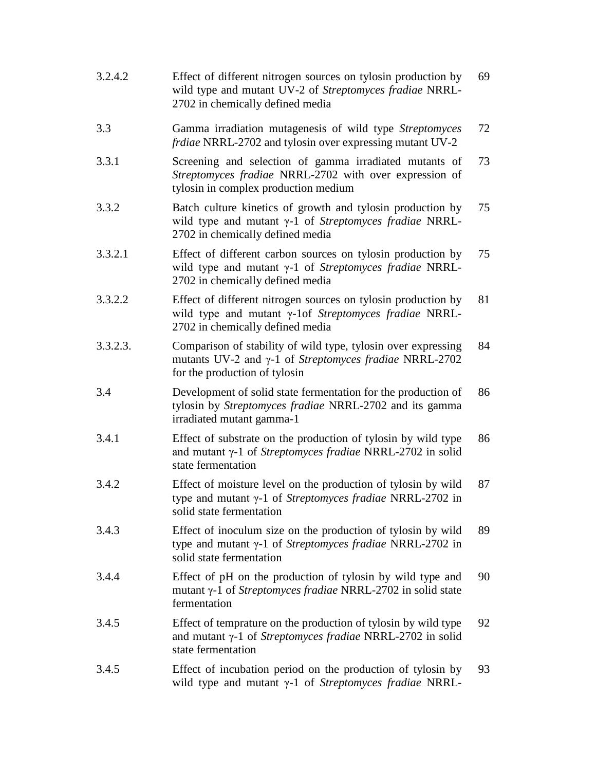| | | |
|---|---|---|
| 3.2.4.2 | Effect of different nitrogen sources on tylosin production by wild type and mutant UV-2 of *Streptomyces fradiae* NRRL-2702 in chemically defined media | 69 |
| 3.3 | Gamma irradiation mutagenesis of wild type *Streptomyces frdiae* NRRL-2702 and tylosin over expressing mutant UV-2 | 72 |
| 3.3.1 | Screening and selection of gamma irradiated mutants of *Streptomyces fradiae* NRRL-2702 with over expression of tylosin in complex production medium | 73 |
| 3.3.2 | Batch culture kinetics of growth and tylosin production by wild type and mutant γ-1 of *Streptomyces fradiae* NRRL-2702 in chemically defined media | 75 |
| 3.3.2.1 | Effect of different carbon sources on tylosin production by wild type and mutant γ-1 of *Streptomyces fradiae* NRRL-2702 in chemically defined media | 75 |
| 3.3.2.2 | Effect of different nitrogen sources on tylosin production by wild type and mutant γ-1of *Streptomyces fradiae* NRRL-2702 in chemically defined media | 81 |
| 3.3.2.3. | Comparison of stability of wild type, tylosin over expressing mutants UV-2 and γ-1 of *Streptomyces fradiae* NRRL-2702 for the production of tylosin | 84 |
| 3.4 | Development of solid state fermentation for the production of tylosin by *Streptomyces fradiae* NRRL-2702 and its gamma irradiated mutant gamma-1 | 86 |
| 3.4.1 | Effect of substrate on the production of tylosin by wild type and mutant γ-1 of *Streptomyces fradiae* NRRL-2702 in solid state fermentation | 86 |
| 3.4.2 | Effect of moisture level on the production of tylosin by wild type and mutant γ-1 of *Streptomyces fradiae* NRRL-2702 in solid state fermentation | 87 |
| 3.4.3 | Effect of inoculum size on the production of tylosin by wild type and mutant γ-1 of *Streptomyces fradiae* NRRL-2702 in solid state fermentation | 89 |
| 3.4.4 | Effect of pH on the production of tylosin by wild type and mutant γ-1 of *Streptomyces fradiae* NRRL-2702 in solid state fermentation | 90 |
| 3.4.5 | Effect of temprature on the production of tylosin by wild type and mutant γ-1 of *Streptomyces fradiae* NRRL-2702 in solid state fermentation | 92 |
| 3.4.5 | Effect of incubation period on the production of tylosin by wild type and mutant γ-1 of *Streptomyces fradiae* NRRL- | 93 |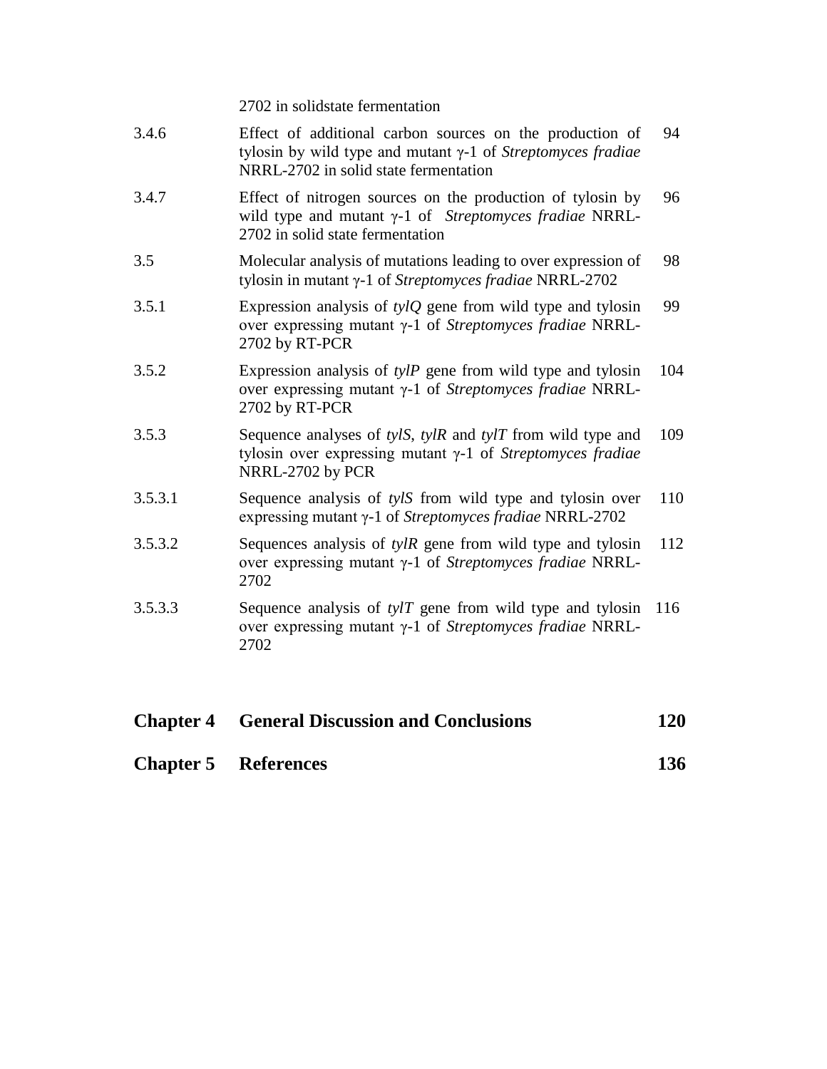| | | |
|---|---|---|
| | 2702 in solidstate fermentation | |
| 3.4.6 | Effect of additional carbon sources on the production of tylosin by wild type and mutant γ-1 of *Streptomyces fradiae* NRRL-2702 in solid state fermentation | 94 |
| 3.4.7 | Effect of nitrogen sources on the production of tylosin by wild type and mutant γ-1 of *Streptomyces fradiae* NRRL-2702 in solid state fermentation | 96 |
| 3.5 | Molecular analysis of mutations leading to over expression of tylosin in mutant γ-1 of *Streptomyces fradiae* NRRL-2702 | 98 |
| 3.5.1 | Expression analysis of *tylQ* gene from wild type and tylosin over expressing mutant γ-1 of *Streptomyces fradiae* NRRL-2702 by RT-PCR | 99 |
| 3.5.2 | Expression analysis of *tylP* gene from wild type and tylosin over expressing mutant γ-1 of *Streptomyces fradiae* NRRL-2702 by RT-PCR | 104 |
| 3.5.3 | Sequence analyses of *tylS*, *tylR* and *tylT* from wild type and tylosin over expressing mutant γ-1 of *Streptomyces fradiae* NRRL-2702 by PCR | 109 |
| 3.5.3.1 | Sequence analysis of *tylS* from wild type and tylosin over expressing mutant γ-1 of *Streptomyces fradiae* NRRL-2702 | 110 |
| 3.5.3.2 | Sequences analysis of *tylR* gene from wild type and tylosin over expressing mutant γ-1 of *Streptomyces fradiae* NRRL-2702 | 112 |
| 3.5.3.3 | Sequence analysis of *tylT* gene from wild type and tylosin over expressing mutant γ-1 of *Streptomyces fradiae* NRRL-2702 | 116 |
| **Chapter 4** | **General Discussion and Conclusions** | **120** |
| **Chapter 5** | **References** | **136** |